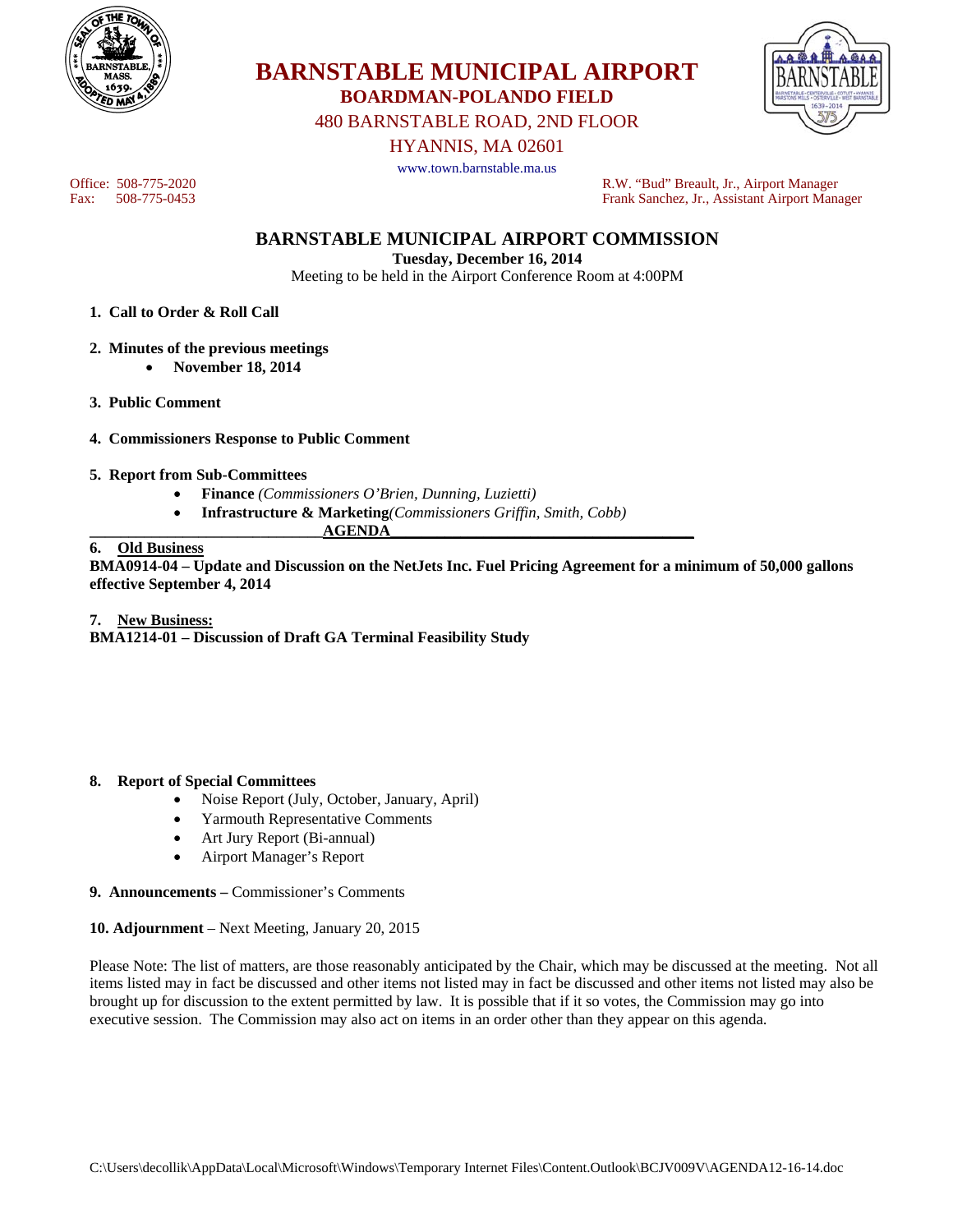# BARNSTABLE MUNICIPAL AIRPORT

**BOARDMAN-POLANDO FIELD**

480 BARNSTABLE ROAD, 2ND FLOOR

HYANNIS, MA 02601

www.town.barnstable.ma.us

Office: 508-775-2020
Fax: 508-775-0453

R.W. "Bud" Breault, Jr., Airport Manager
Frank Sanchez, Jr., Assistant Airport Manager

## BARNSTABLE MUNICIPAL AIRPORT COMMISSION

**Tuesday, December 16, 2014**

Meeting to be held in the Airport Conference Room at 4:00PM

1. **Call to Order & Roll Call**

2. **Minutes of the previous meetings**
   - **November 18, 2014**

3. **Public Comment**

4. **Commissioners Response to Public Comment**

5. **Report from Sub-Committees**
   - **Finance** *(Commissioners O'Brien, Dunning, Luzietti)*
   - **Infrastructure & Marketing***(Commissioners Griffin, Smith, Cobb)*

**AGENDA**

6. **Old Business**

**BMA0914-04 – Update and Discussion on the NetJets Inc. Fuel Pricing Agreement for a minimum of 50,000 gallons effective September 4, 2014**

7. **New Business:**

**BMA1214-01 – Discussion of Draft GA Terminal Feasibility Study**

8. **Report of Special Committees**
   - Noise Report (July, October, January, April)
   - Yarmouth Representative Comments
   - Art Jury Report (Bi-annual)
   - Airport Manager's Report

9. **Announcements –** Commissioner's Comments

10. **Adjournment** – Next Meeting, January 20, 2015

Please Note: The list of matters, are those reasonably anticipated by the Chair, which may be discussed at the meeting. Not all items listed may in fact be discussed and other items not listed may in fact be discussed and other items not listed may also be brought up for discussion to the extent permitted by law. It is possible that if it so votes, the Commission may go into executive session. The Commission may also act on items in an order other than they appear on this agenda.

C:\Users\decollik\AppData\Local\Microsoft\Windows\Temporary Internet Files\Content.Outlook\BCJV009V\AGENDA12-16-14.doc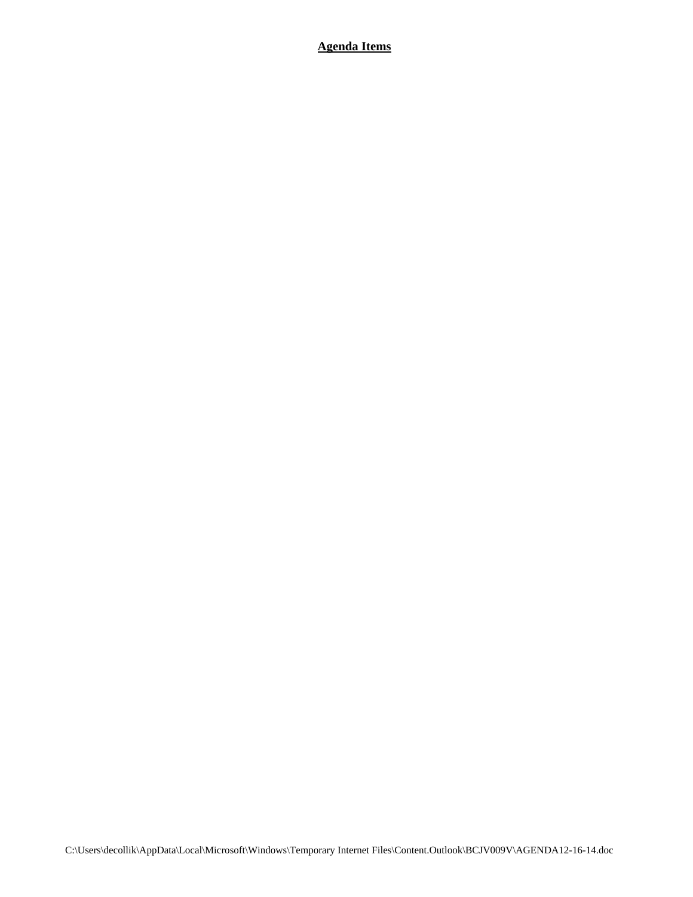**Agenda Items**